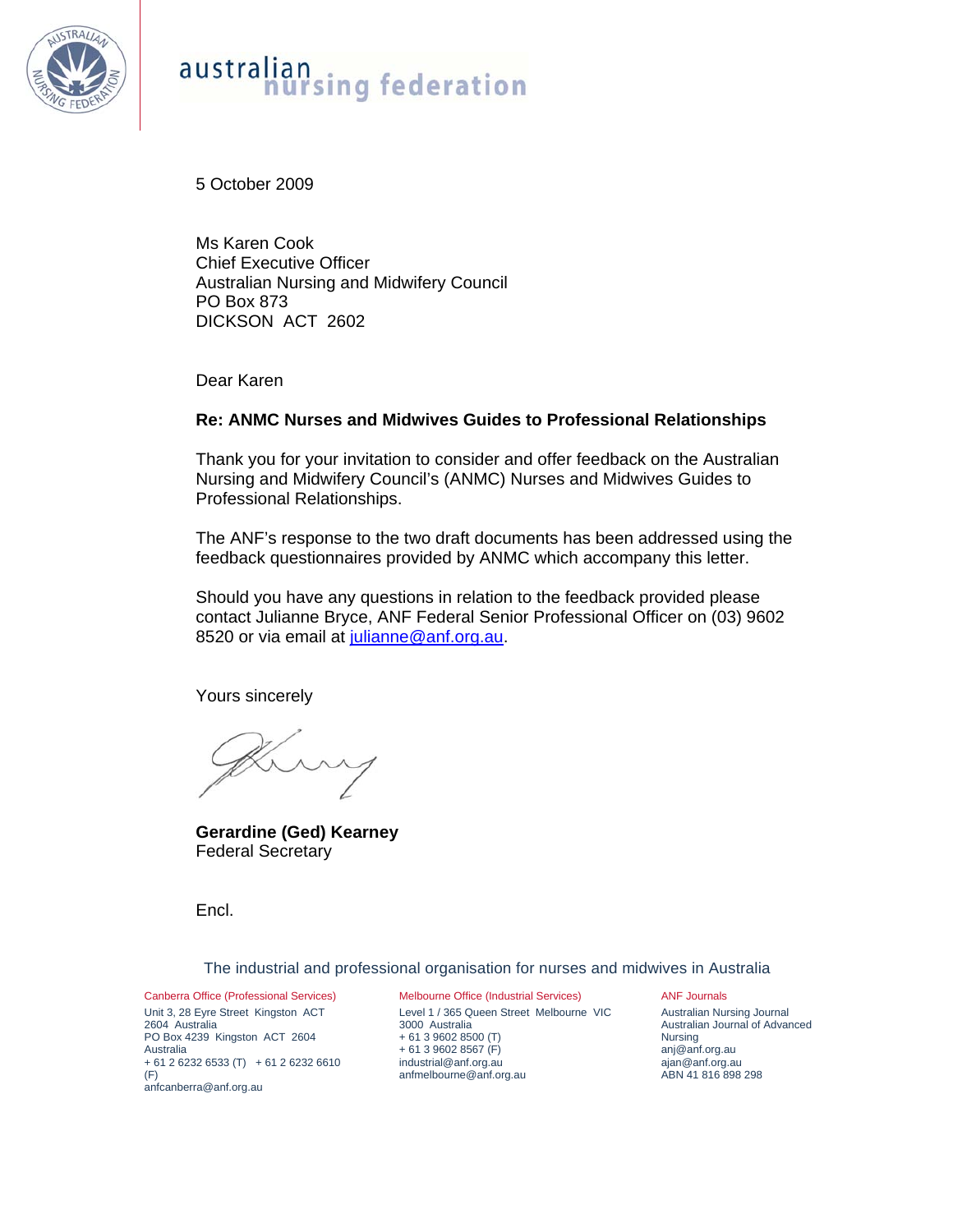australian nursing federation

5 October 2009

Ms Karen Cook
Chief Executive Officer
Australian Nursing and Midwifery Council
PO Box 873
DICKSON ACT 2602

Dear Karen

**Re: ANMC Nurses and Midwives Guides to Professional Relationships**

Thank you for your invitation to consider and offer feedback on the Australian Nursing and Midwifery Council's (ANMC) Nurses and Midwives Guides to Professional Relationships.

The ANF's response to the two draft documents has been addressed using the feedback questionnaires provided by ANMC which accompany this letter.

Should you have any questions in relation to the feedback provided please contact Julianne Bryce, ANF Federal Senior Professional Officer on (03) 9602 8520 or via email at julianne@anf.org.au.

Yours sincerely

**Gerardine (Ged) Kearney**
Federal Secretary

Encl.

The industrial and professional organisation for nurses and midwives in Australia

Canberra Office (Professional Services)
Unit 3, 28 Eyre Street Kingston ACT 2604 Australia
PO Box 4239 Kingston ACT 2604 Australia
+ 61 2 6232 6533 (T) + 61 2 6232 6610 (F)
anfcanberra@anf.org.au

Melbourne Office (Industrial Services)
Level 1 / 365 Queen Street Melbourne VIC 3000 Australia
+ 61 3 9602 8500 (T)
+ 61 3 9602 8567 (F)
industrial@anf.org.au
anfmelbourne@anf.org.au

ANF Journals
Australian Nursing Journal
Australian Journal of Advanced Nursing
anj@anf.org.au
ajan@anf.org.au
ABN 41 816 898 298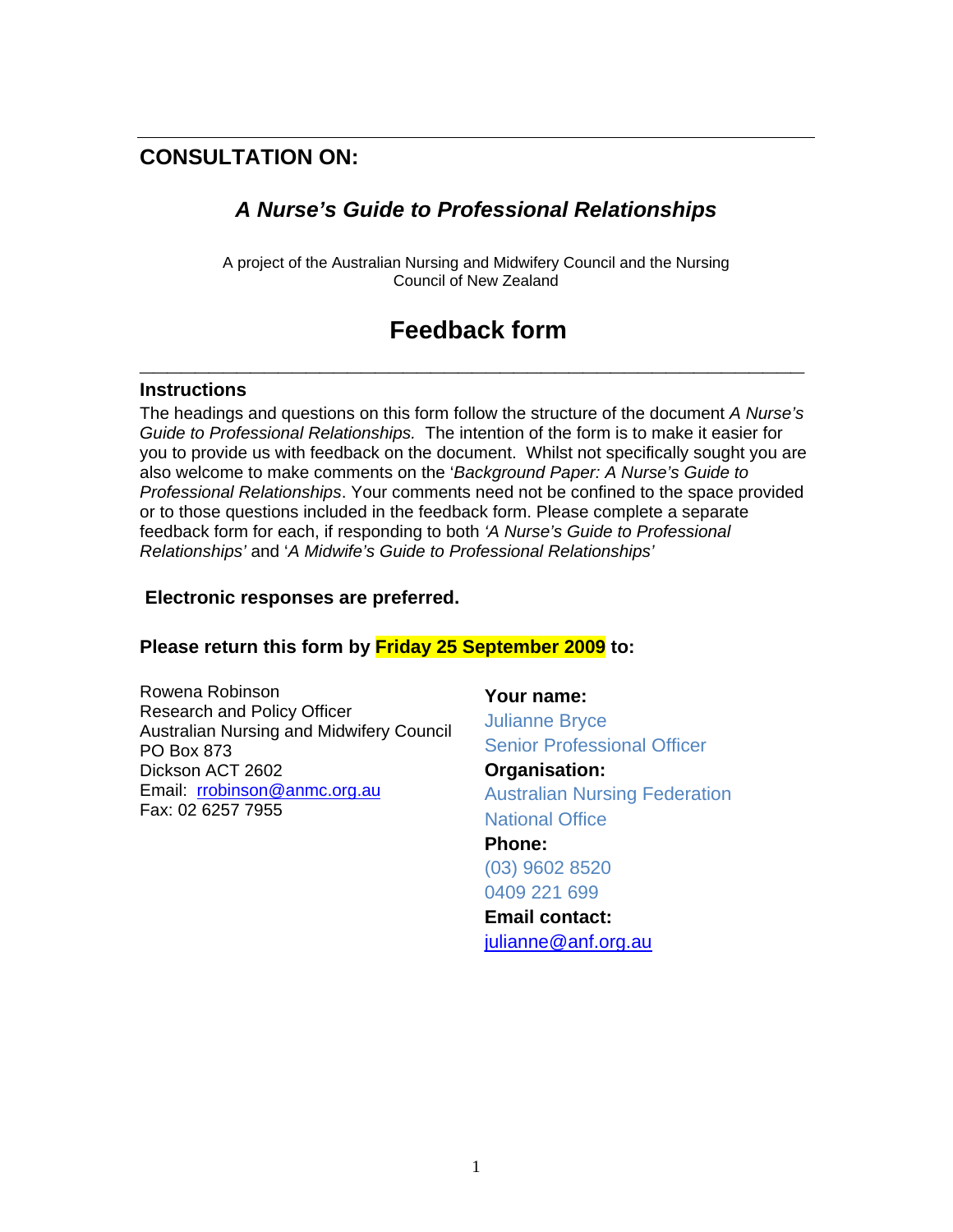## CONSULTATION ON:

### *A Nurse's Guide to Professional Relationships*

A project of the Australian Nursing and Midwifery Council and the Nursing Council of New Zealand

# Feedback form

---

### Instructions

The headings and questions on this form follow the structure of the document *A Nurse's Guide to Professional Relationships.* The intention of the form is to make it easier for you to provide us with feedback on the document. Whilst not specifically sought you are also welcome to make comments on the '*Background Paper: A Nurse's Guide to Professional Relationships*. Your comments need not be confined to the space provided or to those questions included in the feedback form. Please complete a separate feedback form for each, if responding to both *'A Nurse's Guide to Professional Relationships'* and '*A Midwife's Guide to Professional Relationships'*

**Electronic responses are preferred.**

**Please return this form by Friday 25 September 2009 to:**

Rowena Robinson
Research and Policy Officer
Australian Nursing and Midwifery Council
PO Box 873
Dickson ACT 2602
Email: rrobinson@anmc.org.au
Fax: 02 6257 7955

**Your name:**
Julianne Bryce
Senior Professional Officer

**Organisation:**
Australian Nursing Federation
National Office

**Phone:**
(03) 9602 8520
0409 221 699

**Email contact:**
julianne@anf.org.au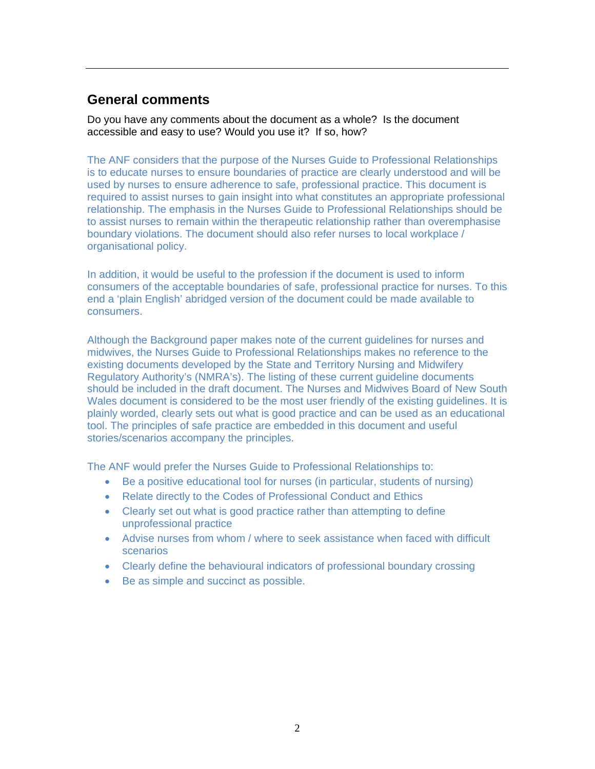## General comments

Do you have any comments about the document as a whole? Is the document accessible and easy to use? Would you use it? If so, how?

The ANF considers that the purpose of the Nurses Guide to Professional Relationships is to educate nurses to ensure boundaries of practice are clearly understood and will be used by nurses to ensure adherence to safe, professional practice. This document is required to assist nurses to gain insight into what constitutes an appropriate professional relationship. The emphasis in the Nurses Guide to Professional Relationships should be to assist nurses to remain within the therapeutic relationship rather than overemphasise boundary violations. The document should also refer nurses to local workplace / organisational policy.

In addition, it would be useful to the profession if the document is used to inform consumers of the acceptable boundaries of safe, professional practice for nurses. To this end a 'plain English' abridged version of the document could be made available to consumers.

Although the Background paper makes note of the current guidelines for nurses and midwives, the Nurses Guide to Professional Relationships makes no reference to the existing documents developed by the State and Territory Nursing and Midwifery Regulatory Authority's (NMRA's). The listing of these current guideline documents should be included in the draft document. The Nurses and Midwives Board of New South Wales document is considered to be the most user friendly of the existing guidelines. It is plainly worded, clearly sets out what is good practice and can be used as an educational tool. The principles of safe practice are embedded in this document and useful stories/scenarios accompany the principles.

The ANF would prefer the Nurses Guide to Professional Relationships to:

- Be a positive educational tool for nurses (in particular, students of nursing)
- Relate directly to the Codes of Professional Conduct and Ethics
- Clearly set out what is good practice rather than attempting to define unprofessional practice
- Advise nurses from whom / where to seek assistance when faced with difficult scenarios
- Clearly define the behavioural indicators of professional boundary crossing
- Be as simple and succinct as possible.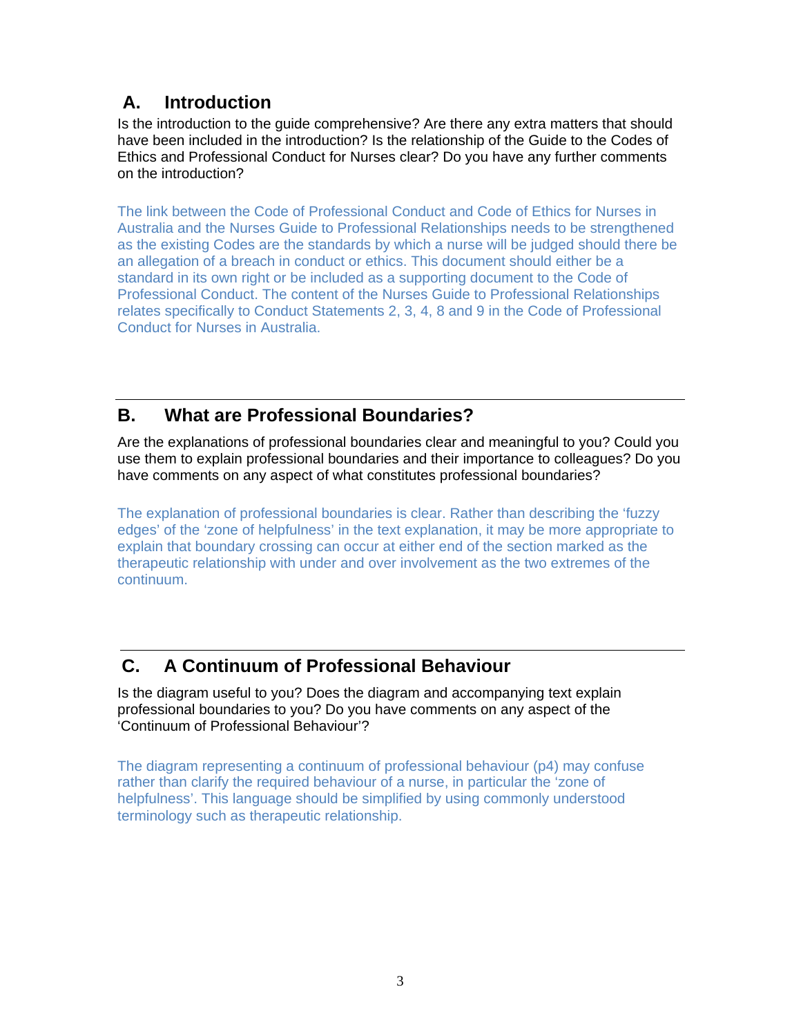## A. Introduction

Is the introduction to the guide comprehensive? Are there any extra matters that should have been included in the introduction? Is the relationship of the Guide to the Codes of Ethics and Professional Conduct for Nurses clear? Do you have any further comments on the introduction?

The link between the Code of Professional Conduct and Code of Ethics for Nurses in Australia and the Nurses Guide to Professional Relationships needs to be strengthened as the existing Codes are the standards by which a nurse will be judged should there be an allegation of a breach in conduct or ethics. This document should either be a standard in its own right or be included as a supporting document to the Code of Professional Conduct. The content of the Nurses Guide to Professional Relationships relates specifically to Conduct Statements 2, 3, 4, 8 and 9 in the Code of Professional Conduct for Nurses in Australia.

---

## B. What are Professional Boundaries?

Are the explanations of professional boundaries clear and meaningful to you? Could you use them to explain professional boundaries and their importance to colleagues? Do you have comments on any aspect of what constitutes professional boundaries?

The explanation of professional boundaries is clear. Rather than describing the 'fuzzy edges' of the 'zone of helpfulness' in the text explanation, it may be more appropriate to explain that boundary crossing can occur at either end of the section marked as the therapeutic relationship with under and over involvement as the two extremes of the continuum.

---

## C. A Continuum of Professional Behaviour

Is the diagram useful to you? Does the diagram and accompanying text explain professional boundaries to you? Do you have comments on any aspect of the 'Continuum of Professional Behaviour'?

The diagram representing a continuum of professional behaviour (p4) may confuse rather than clarify the required behaviour of a nurse, in particular the 'zone of helpfulness'. This language should be simplified by using commonly understood terminology such as therapeutic relationship.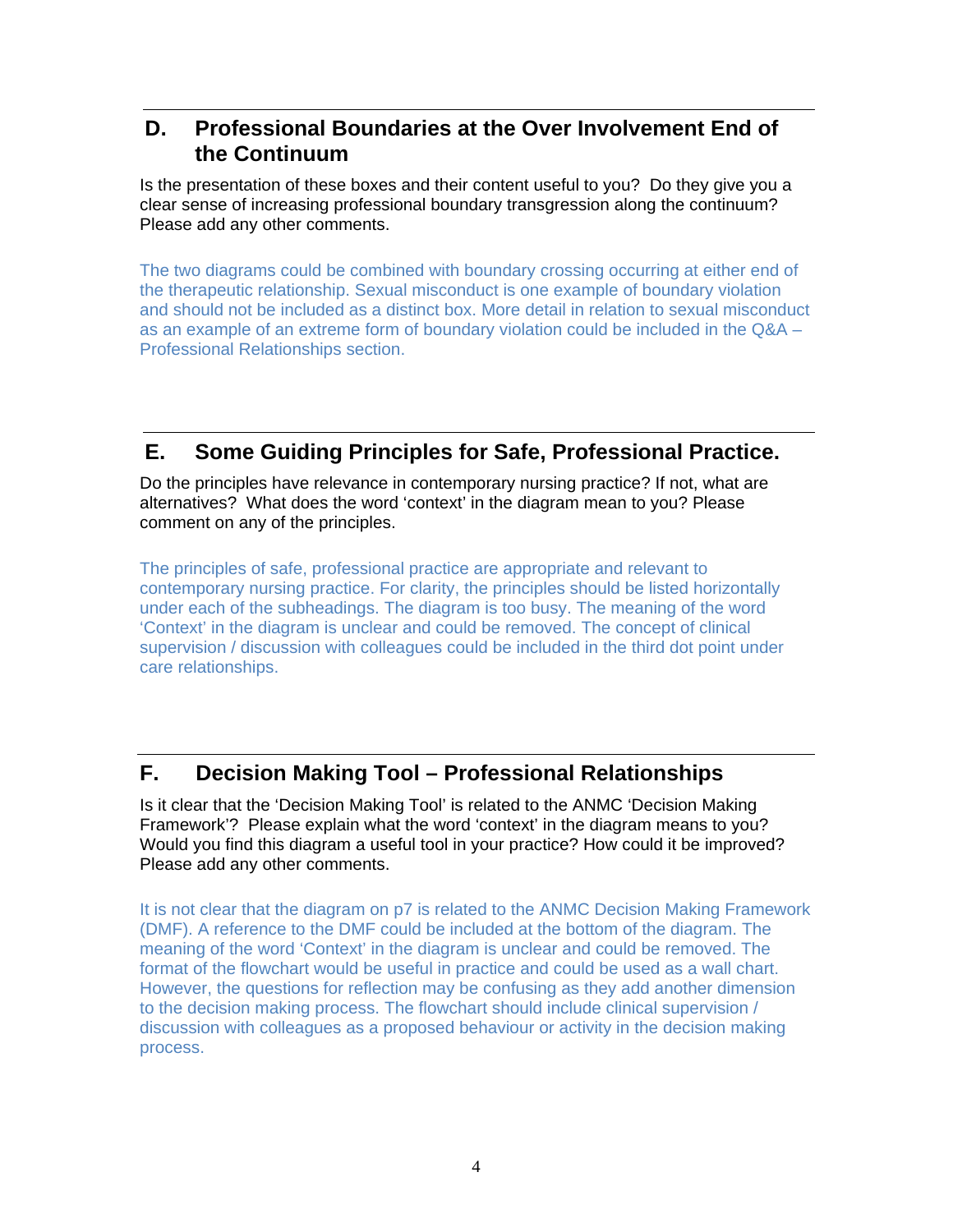## D. Professional Boundaries at the Over Involvement End of the Continuum

Is the presentation of these boxes and their content useful to you? Do they give you a clear sense of increasing professional boundary transgression along the continuum? Please add any other comments.

The two diagrams could be combined with boundary crossing occurring at either end of the therapeutic relationship. Sexual misconduct is one example of boundary violation and should not be included as a distinct box. More detail in relation to sexual misconduct as an example of an extreme form of boundary violation could be included in the Q&A – Professional Relationships section.

## E. Some Guiding Principles for Safe, Professional Practice.

Do the principles have relevance in contemporary nursing practice? If not, what are alternatives? What does the word 'context' in the diagram mean to you? Please comment on any of the principles.

The principles of safe, professional practice are appropriate and relevant to contemporary nursing practice. For clarity, the principles should be listed horizontally under each of the subheadings. The diagram is too busy. The meaning of the word 'Context' in the diagram is unclear and could be removed. The concept of clinical supervision / discussion with colleagues could be included in the third dot point under care relationships.

## F. Decision Making Tool – Professional Relationships

Is it clear that the 'Decision Making Tool' is related to the ANMC 'Decision Making Framework'? Please explain what the word 'context' in the diagram means to you? Would you find this diagram a useful tool in your practice? How could it be improved? Please add any other comments.

It is not clear that the diagram on p7 is related to the ANMC Decision Making Framework (DMF). A reference to the DMF could be included at the bottom of the diagram. The meaning of the word 'Context' in the diagram is unclear and could be removed. The format of the flowchart would be useful in practice and could be used as a wall chart. However, the questions for reflection may be confusing as they add another dimension to the decision making process. The flowchart should include clinical supervision / discussion with colleagues as a proposed behaviour or activity in the decision making process.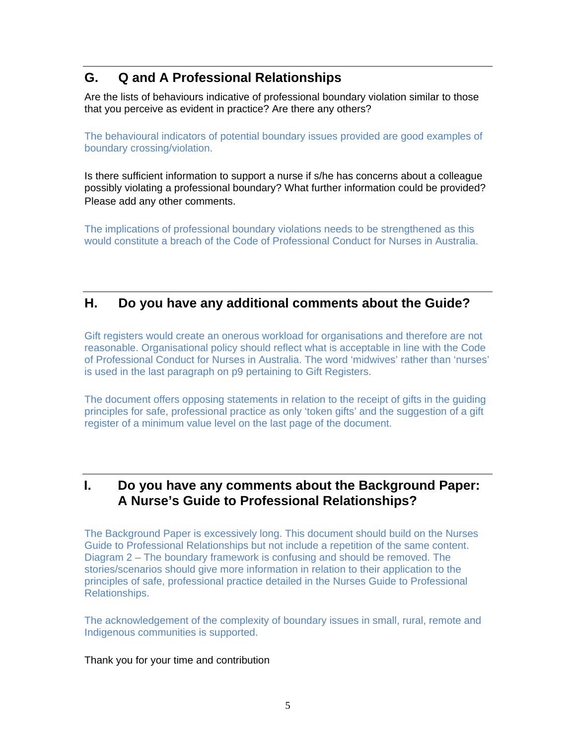## G. Q and A Professional Relationships

Are the lists of behaviours indicative of professional boundary violation similar to those that you perceive as evident in practice? Are there any others?

The behavioural indicators of potential boundary issues provided are good examples of boundary crossing/violation.

Is there sufficient information to support a nurse if s/he has concerns about a colleague possibly violating a professional boundary? What further information could be provided? Please add any other comments.

The implications of professional boundary violations needs to be strengthened as this would constitute a breach of the Code of Professional Conduct for Nurses in Australia.

## H. Do you have any additional comments about the Guide?

Gift registers would create an onerous workload for organisations and therefore are not reasonable. Organisational policy should reflect what is acceptable in line with the Code of Professional Conduct for Nurses in Australia. The word 'midwives' rather than 'nurses' is used in the last paragraph on p9 pertaining to Gift Registers.

The document offers opposing statements in relation to the receipt of gifts in the guiding principles for safe, professional practice as only 'token gifts' and the suggestion of a gift register of a minimum value level on the last page of the document.

## I. Do you have any comments about the Background Paper: A Nurse's Guide to Professional Relationships?

The Background Paper is excessively long. This document should build on the Nurses Guide to Professional Relationships but not include a repetition of the same content. Diagram 2 – The boundary framework is confusing and should be removed. The stories/scenarios should give more information in relation to their application to the principles of safe, professional practice detailed in the Nurses Guide to Professional Relationships.

The acknowledgement of the complexity of boundary issues in small, rural, remote and Indigenous communities is supported.

Thank you for your time and contribution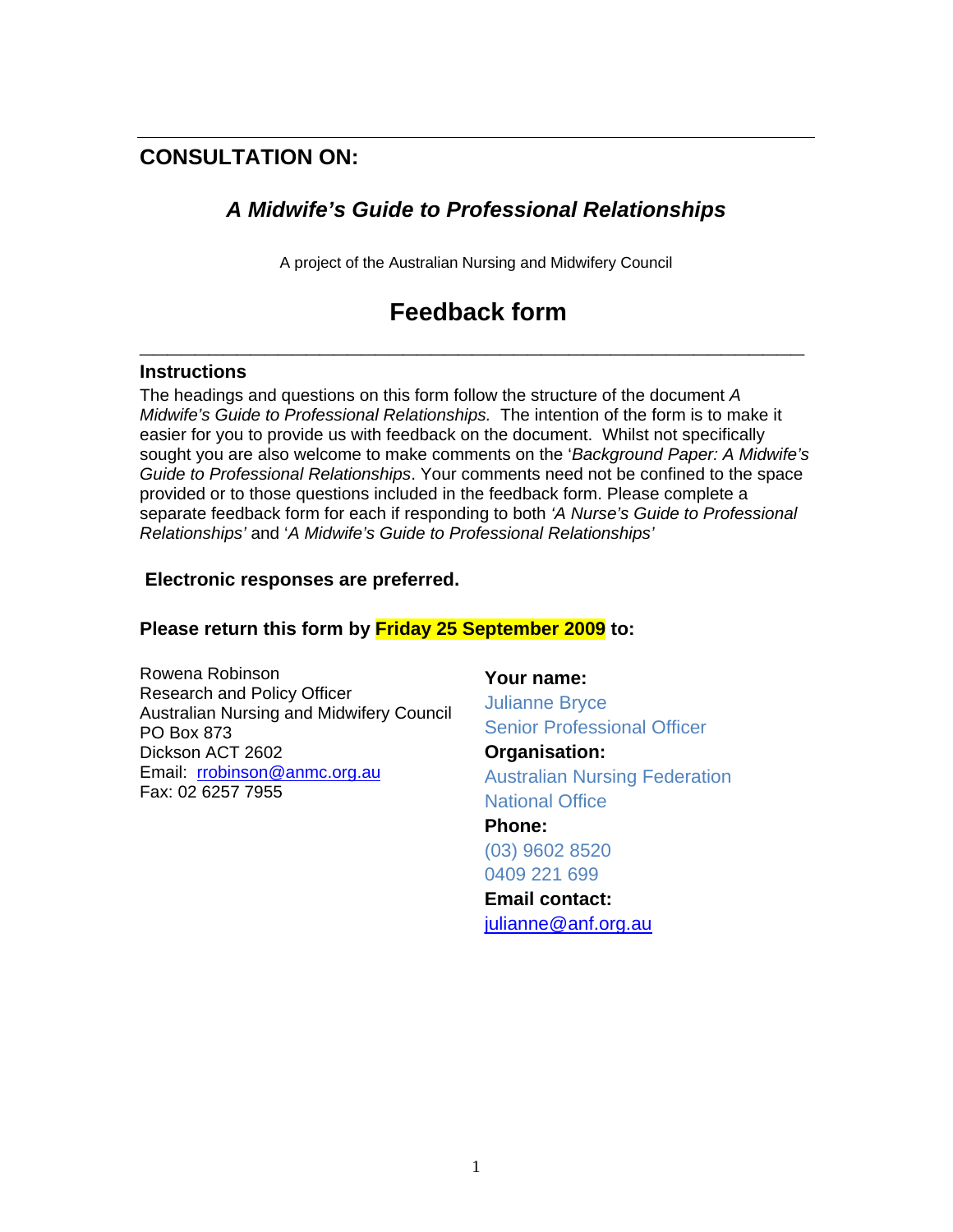---

## CONSULTATION ON:

### *A Midwife's Guide to Professional Relationships*

A project of the Australian Nursing and Midwifery Council

# Feedback form

---

### Instructions

The headings and questions on this form follow the structure of the document *A Midwife's Guide to Professional Relationships.* The intention of the form is to make it easier for you to provide us with feedback on the document. Whilst not specifically sought you are also welcome to make comments on the '*Background Paper: A Midwife's Guide to Professional Relationships*. Your comments need not be confined to the space provided or to those questions included in the feedback form. Please complete a separate feedback form for each if responding to both *'A Nurse's Guide to Professional Relationships'* and '*A Midwife's Guide to Professional Relationships'*

**Electronic responses are preferred.**

**Please return this form by Friday 25 September 2009 to:**

Rowena Robinson
Research and Policy Officer
Australian Nursing and Midwifery Council
PO Box 873
Dickson ACT 2602
Email: rrobinson@anmc.org.au
Fax: 02 6257 7955

**Your name:**
Julianne Bryce
Senior Professional Officer

**Organisation:**
Australian Nursing Federation
National Office

**Phone:**
(03) 9602 8520
0409 221 699

**Email contact:**
julianne@anf.org.au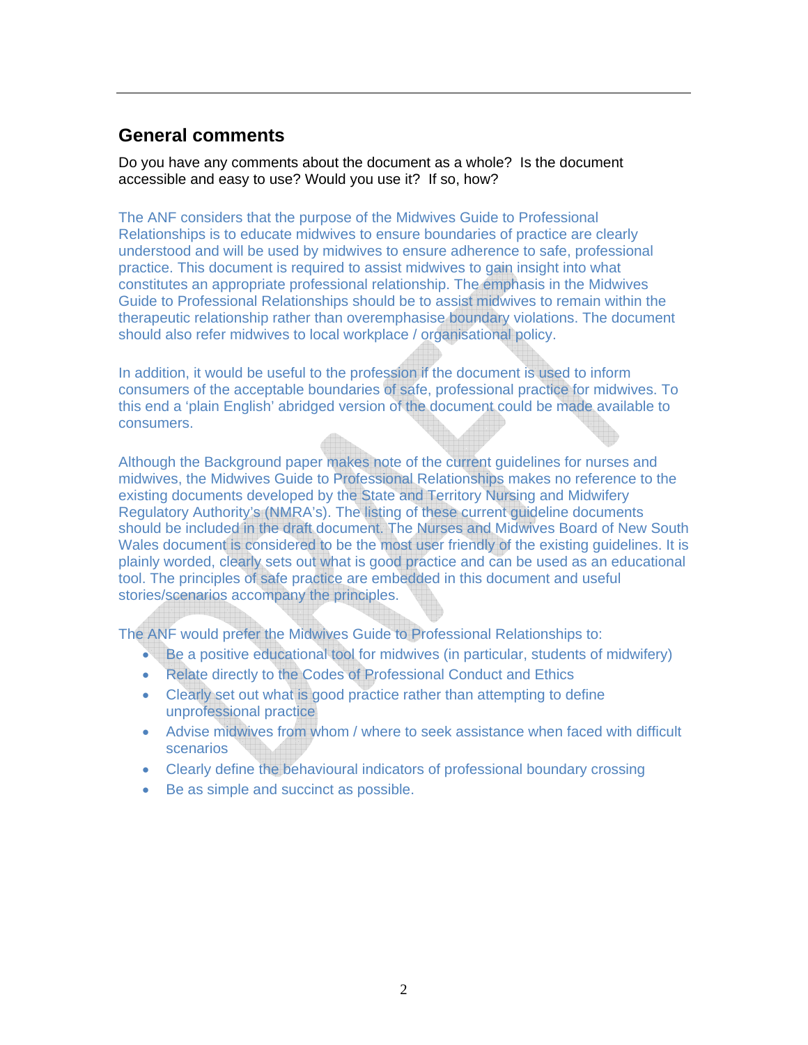## General comments

Do you have any comments about the document as a whole? Is the document accessible and easy to use? Would you use it? If so, how?

The ANF considers that the purpose of the Midwives Guide to Professional Relationships is to educate midwives to ensure boundaries of practice are clearly understood and will be used by midwives to ensure adherence to safe, professional practice. This document is required to assist midwives to gain insight into what constitutes an appropriate professional relationship. The emphasis in the Midwives Guide to Professional Relationships should be to assist midwives to remain within the therapeutic relationship rather than overemphasise boundary violations. The document should also refer midwives to local workplace / organisational policy.

In addition, it would be useful to the profession if the document is used to inform consumers of the acceptable boundaries of safe, professional practice for midwives. To this end a 'plain English' abridged version of the document could be made available to consumers.

Although the Background paper makes note of the current guidelines for nurses and midwives, the Midwives Guide to Professional Relationships makes no reference to the existing documents developed by the State and Territory Nursing and Midwifery Regulatory Authority's (NMRA's). The listing of these current guideline documents should be included in the draft document. The Nurses and Midwives Board of New South Wales document is considered to be the most user friendly of the existing guidelines. It is plainly worded, clearly sets out what is good practice and can be used as an educational tool. The principles of safe practice are embedded in this document and useful stories/scenarios accompany the principles.

The ANF would prefer the Midwives Guide to Professional Relationships to:

- Be a positive educational tool for midwives (in particular, students of midwifery)
- Relate directly to the Codes of Professional Conduct and Ethics
- Clearly set out what is good practice rather than attempting to define unprofessional practice
- Advise midwives from whom / where to seek assistance when faced with difficult scenarios
- Clearly define the behavioural indicators of professional boundary crossing
- Be as simple and succinct as possible.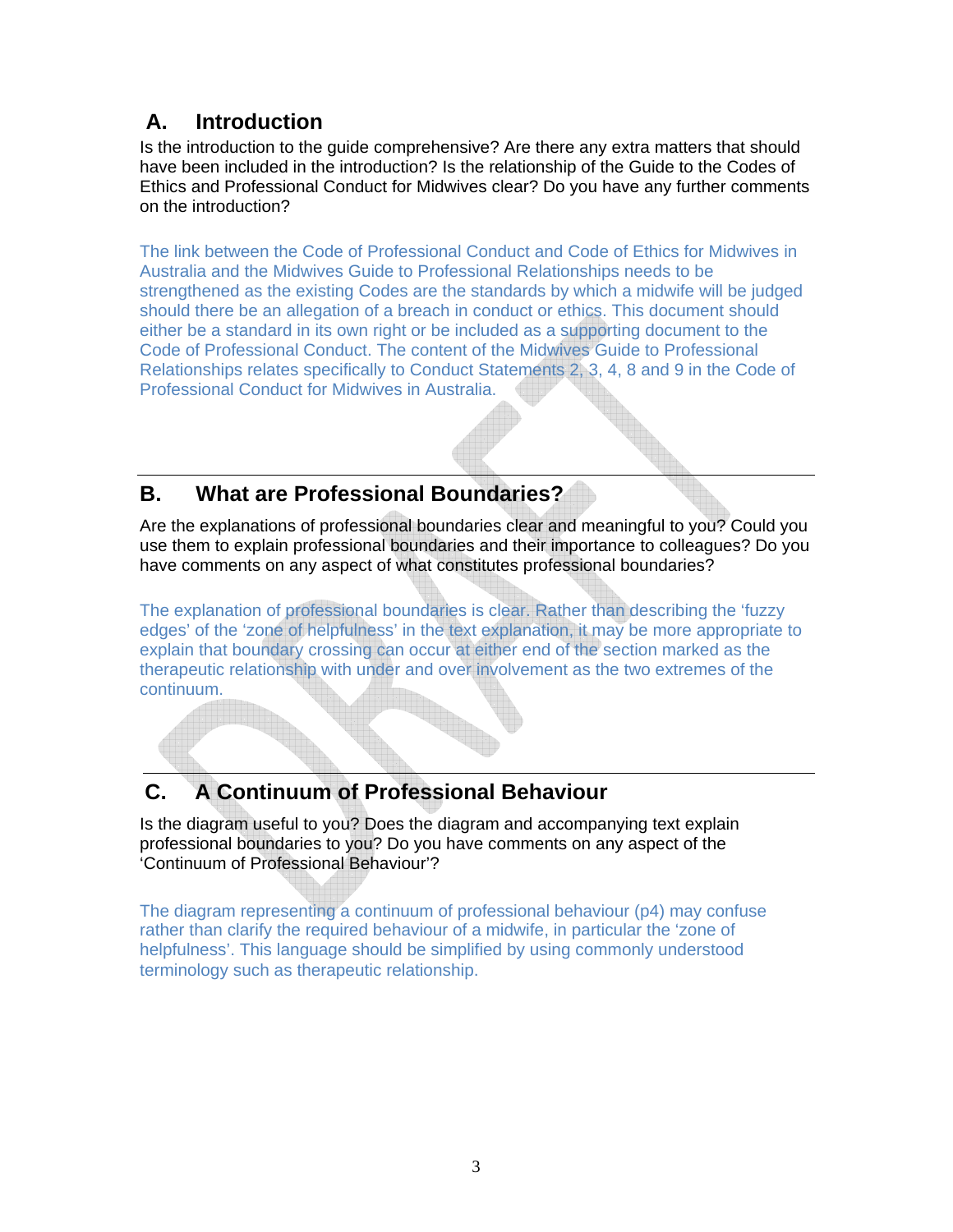## A. Introduction

Is the introduction to the guide comprehensive? Are there any extra matters that should have been included in the introduction? Is the relationship of the Guide to the Codes of Ethics and Professional Conduct for Midwives clear? Do you have any further comments on the introduction?

The link between the Code of Professional Conduct and Code of Ethics for Midwives in Australia and the Midwives Guide to Professional Relationships needs to be strengthened as the existing Codes are the standards by which a midwife will be judged should there be an allegation of a breach in conduct or ethics. This document should either be a standard in its own right or be included as a supporting document to the Code of Professional Conduct. The content of the Midwives Guide to Professional Relationships relates specifically to Conduct Statements 2, 3, 4, 8 and 9 in the Code of Professional Conduct for Midwives in Australia.

---

## B. What are Professional Boundaries?

Are the explanations of professional boundaries clear and meaningful to you? Could you use them to explain professional boundaries and their importance to colleagues? Do you have comments on any aspect of what constitutes professional boundaries?

The explanation of professional boundaries is clear. Rather than describing the 'fuzzy edges' of the 'zone of helpfulness' in the text explanation, it may be more appropriate to explain that boundary crossing can occur at either end of the section marked as the therapeutic relationship with under and over involvement as the two extremes of the continuum.

---

## C. A Continuum of Professional Behaviour

Is the diagram useful to you? Does the diagram and accompanying text explain professional boundaries to you? Do you have comments on any aspect of the 'Continuum of Professional Behaviour'?

The diagram representing a continuum of professional behaviour (p4) may confuse rather than clarify the required behaviour of a midwife, in particular the 'zone of helpfulness'. This language should be simplified by using commonly understood terminology such as therapeutic relationship.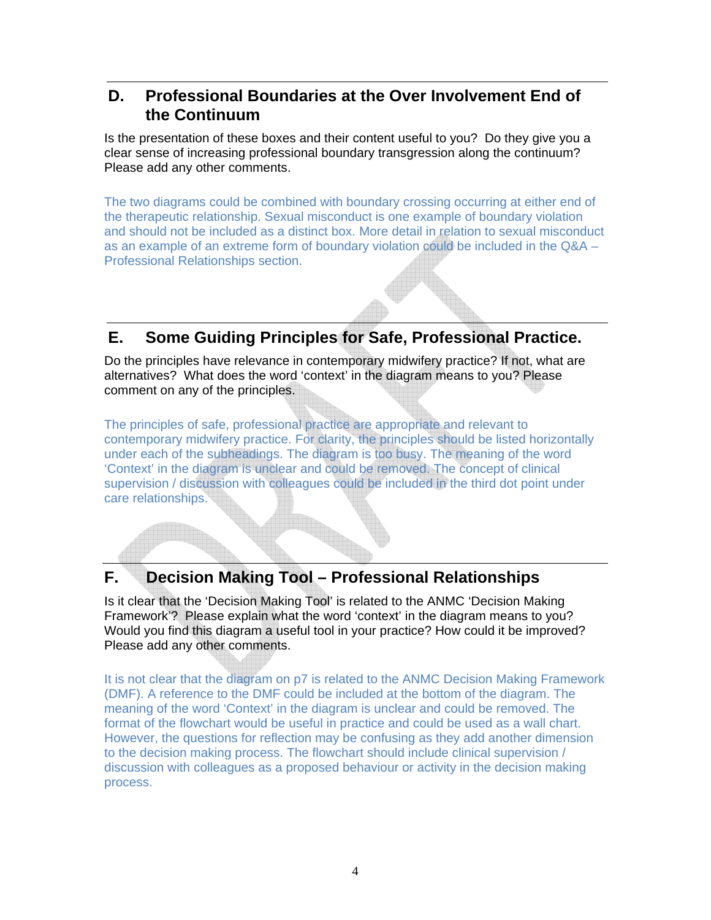## D. Professional Boundaries at the Over Involvement End of the Continuum

Is the presentation of these boxes and their content useful to you? Do they give you a clear sense of increasing professional boundary transgression along the continuum? Please add any other comments.

The two diagrams could be combined with boundary crossing occurring at either end of the therapeutic relationship. Sexual misconduct is one example of boundary violation and should not be included as a distinct box. More detail in relation to sexual misconduct as an example of an extreme form of boundary violation could be included in the Q&A – Professional Relationships section.

## E. Some Guiding Principles for Safe, Professional Practice.

Do the principles have relevance in contemporary midwifery practice? If not, what are alternatives? What does the word 'context' in the diagram means to you? Please comment on any of the principles.

The principles of safe, professional practice are appropriate and relevant to contemporary midwifery practice. For clarity, the principles should be listed horizontally under each of the subheadings. The diagram is too busy. The meaning of the word 'Context' in the diagram is unclear and could be removed. The concept of clinical supervision / discussion with colleagues could be included in the third dot point under care relationships.

## F. Decision Making Tool – Professional Relationships

Is it clear that the 'Decision Making Tool' is related to the ANMC 'Decision Making Framework'? Please explain what the word 'context' in the diagram means to you? Would you find this diagram a useful tool in your practice? How could it be improved? Please add any other comments.

It is not clear that the diagram on p7 is related to the ANMC Decision Making Framework (DMF). A reference to the DMF could be included at the bottom of the diagram. The meaning of the word 'Context' in the diagram is unclear and could be removed. The format of the flowchart would be useful in practice and could be used as a wall chart. However, the questions for reflection may be confusing as they add another dimension to the decision making process. The flowchart should include clinical supervision / discussion with colleagues as a proposed behaviour or activity in the decision making process.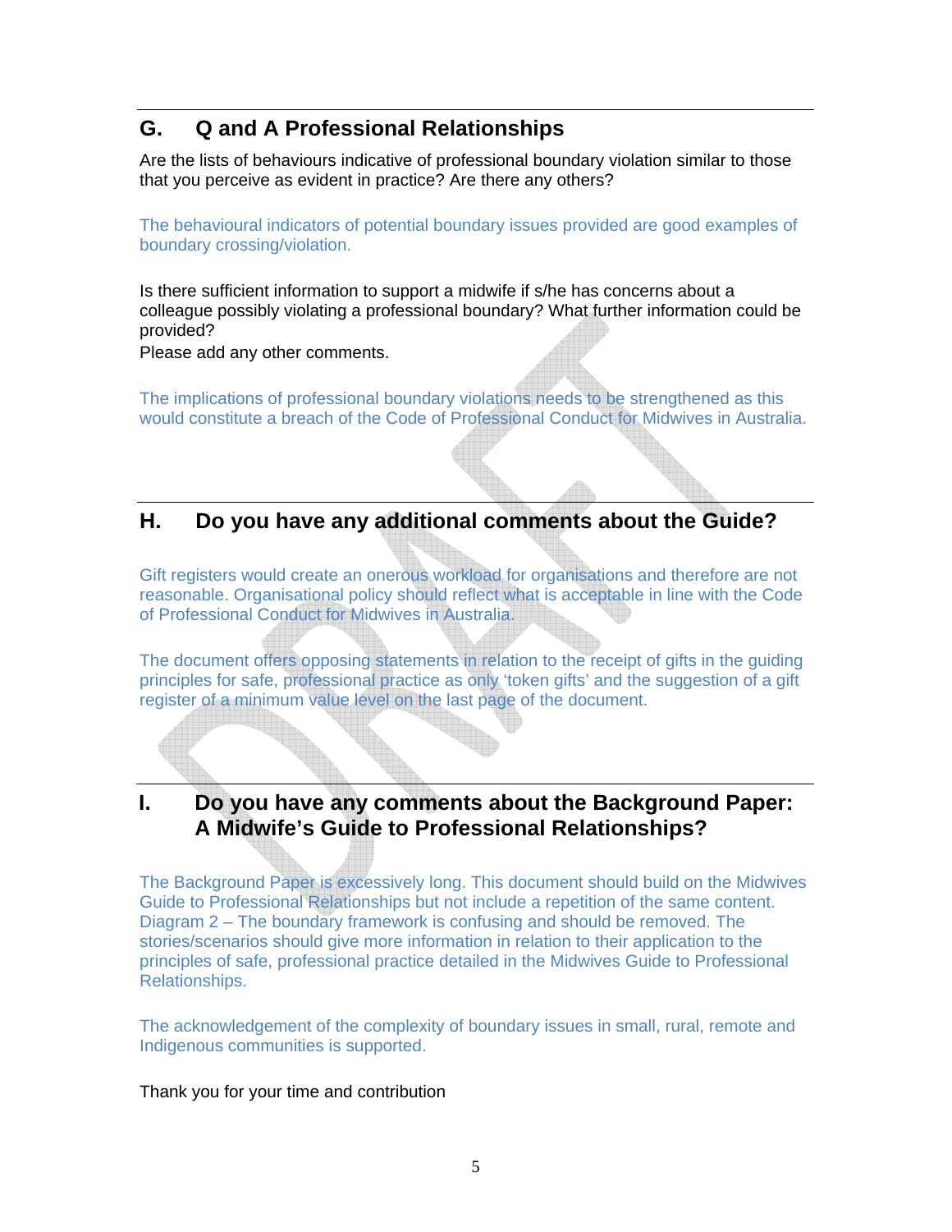## G. Q and A Professional Relationships

Are the lists of behaviours indicative of professional boundary violation similar to those that you perceive as evident in practice? Are there any others?

The behavioural indicators of potential boundary issues provided are good examples of boundary crossing/violation.

Is there sufficient information to support a midwife if s/he has concerns about a colleague possibly violating a professional boundary? What further information could be provided?
Please add any other comments.

The implications of professional boundary violations needs to be strengthened as this would constitute a breach of the Code of Professional Conduct for Midwives in Australia.

## H. Do you have any additional comments about the Guide?

Gift registers would create an onerous workload for organisations and therefore are not reasonable. Organisational policy should reflect what is acceptable in line with the Code of Professional Conduct for Midwives in Australia.

The document offers opposing statements in relation to the receipt of gifts in the guiding principles for safe, professional practice as only 'token gifts' and the suggestion of a gift register of a minimum value level on the last page of the document.

## I. Do you have any comments about the Background Paper: A Midwife's Guide to Professional Relationships?

The Background Paper is excessively long. This document should build on the Midwives Guide to Professional Relationships but not include a repetition of the same content. Diagram 2 – The boundary framework is confusing and should be removed. The stories/scenarios should give more information in relation to their application to the principles of safe, professional practice detailed in the Midwives Guide to Professional Relationships.

The acknowledgement of the complexity of boundary issues in small, rural, remote and Indigenous communities is supported.

Thank you for your time and contribution